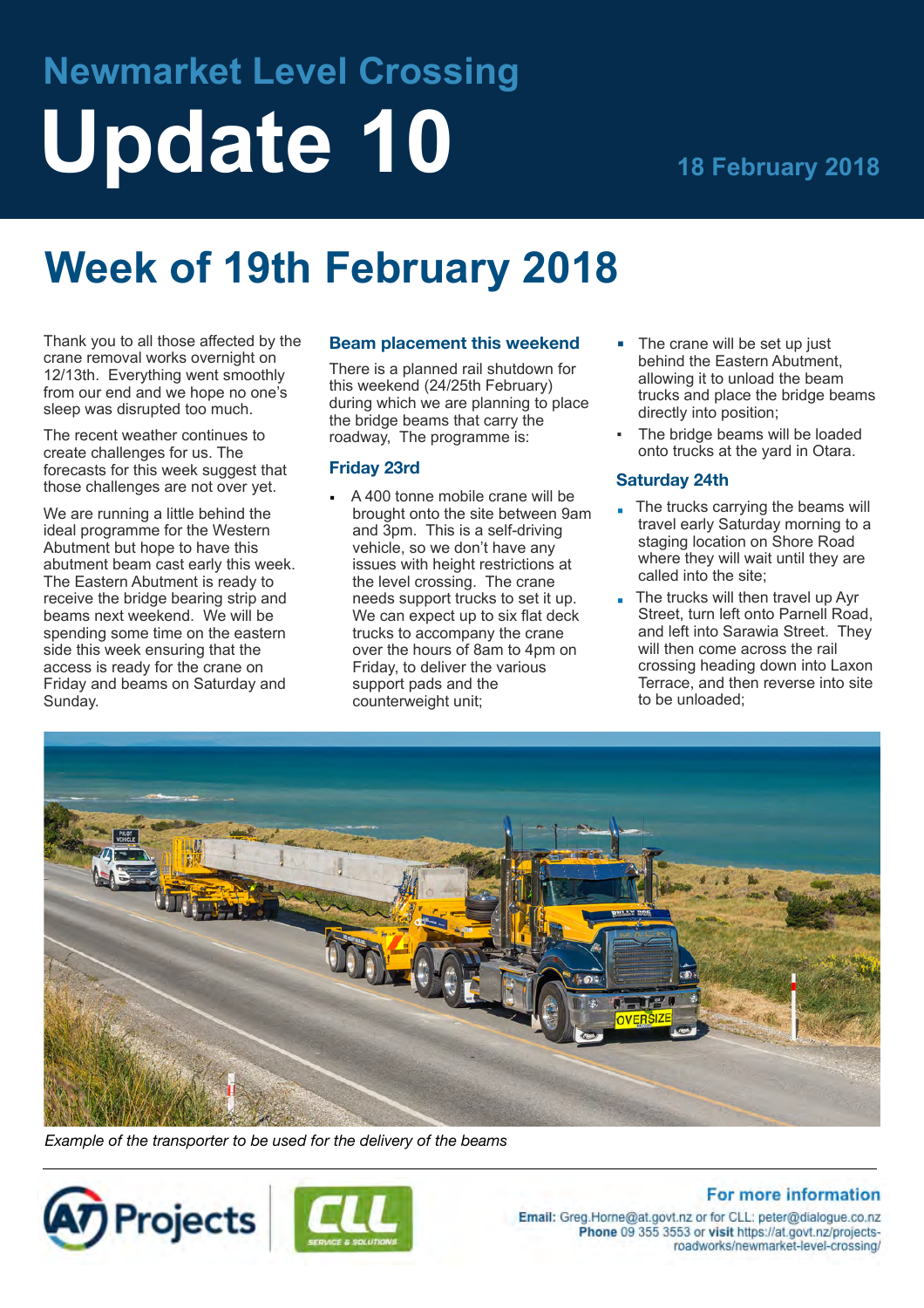# Newmarket Level Crossing

# Update 10

18 February 2018

## Week of 19th February 2018

Thank you to all those affected by the crane removal works overnight on 12/13th. Everything went smoothly from our end and we hope no one's sleep was disrupted too much.

The recent weather continues to create challenges for us. The forecasts for this week suggest that those challenges are not over yet.

We are running a little behind the ideal programme for the Western Abutment but hope to have this abutment beam cast early this week. The Eastern Abutment is ready to receive the bridge bearing strip and beams next weekend. We will be spending some time on the eastern side this week ensuring that the access is ready for the crane on Friday and beams on Saturday and Sunday.

### Beam placement this weekend

There is a planned rail shutdown for this weekend (24/25th February) during which we are planning to place the bridge beams that carry the roadway, The programme is:

### Friday 23rd

- A 400 tonne mobile crane will be brought onto the site between 9am and 3pm. This is a self-driving vehicle, so we don't have any issues with height restrictions at the level crossing. The crane needs support trucks to set it up. We can expect up to six flat deck trucks to accompany the crane over the hours of 8am to 4pm on Friday, to deliver the various support pads and the counterweight unit;
- The crane will be set up just behind the Eastern Abutment, allowing it to unload the beam trucks and place the bridge beams directly into position;
- The bridge beams will be loaded onto trucks at the yard in Otara.

### Saturday 24th

- The trucks carrying the beams will travel early Saturday morning to a staging location on Shore Road where they will wait until they are called into the site;
- The trucks will then travel up Ayr Street, turn left onto Parnell Road, and left into Sarawia Street. They will then come across the rail crossing heading down into Laxon Terrace, and then reverse into site to be unloaded;

*Example of the transporter to be used for the delivery of the beams*

**For more information**

**Email:** Greg.Horne@at.govt.nz or for CLL: peter@dialogue.co.nz
**Phone** 09 355 3553 or **visit** https://at.govt.nz/projects-roadworks/newmarket-level-crossing/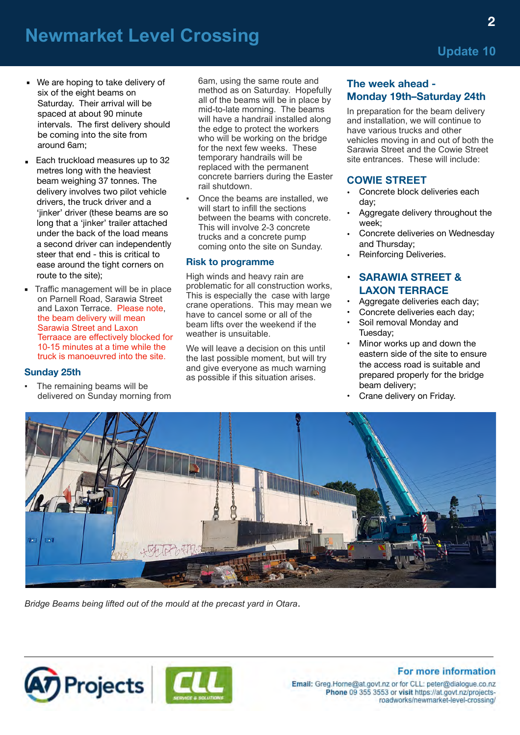# Newmarket Level Crossing

## Update 10

- We are hoping to take delivery of six of the eight beams on Saturday. Their arrival will be spaced at about 90 minute intervals. The first delivery should be coming into the site from around 6am;
- Each truckload measures up to 32 metres long with the heaviest beam weighing 37 tonnes. The delivery involves two pilot vehicle drivers, the truck driver and a 'jinker' driver (these beams are so long that a 'jinker' trailer attached under the back of the load means a second driver can independently steer that end - this is critical to ease around the tight corners on route to the site);
- Traffic management will be in place on Parnell Road, Sarawia Street and Laxon Terrace. Please note, the beam delivery will mean Sarawia Street and Laxon Terraace are effectively blocked for 10-15 minutes at a time while the truck is manoeuvred into the site.

### Sunday 25th

- The remaining beams will be delivered on Sunday morning from 6am, using the same route and method as on Saturday. Hopefully all of the beams will be in place by mid-to-late morning. The beams will have a handrail installed along the edge to protect the workers who will be working on the bridge for the next few weeks. These temporary handrails will be replaced with the permanent concrete barriers during the Easter rail shutdown.
- Once the beams are installed, we will start to infill the sections between the beams with concrete. This will involve 2-3 concrete trucks and a concrete pump coming onto the site on Sunday.

### Risk to programme

High winds and heavy rain are problematic for all construction works, This is especially the case with large crane operations. This may mean we have to cancel some or all of the beam lifts over the weekend if the weather is unsuitable.

We will leave a decision on this until the last possible moment, but will try and give everyone as much warning as possible if this situation arises.

### The week ahead - Monday 19th–Saturday 24th

In preparation for the beam delivery and installation, we will continue to have various trucks and other vehicles moving in and out of both the Sarawia Street and the Cowie Street site entrances. These will include:

### COWIE STREET

- Concrete block deliveries each day;
- Aggregate delivery throughout the week;
- Concrete deliveries on Wednesday and Thursday;
- Reinforcing Deliveries.

### SARAWIA STREET & LAXON TERRACE

- Aggregate deliveries each day;
- Concrete deliveries each day;
- Soil removal Monday and Tuesday;
- Minor works up and down the eastern side of the site to ensure the access road is suitable and prepared properly for the bridge beam delivery;
- Crane delivery on Friday.

*Bridge Beams being lifted out of the mould at the precast yard in Otara.*

**For more information**

**Email:** Greg.Horne@at.govt.nz or for CLL: peter@dialogue.co.nz
**Phone** 09 355 3553 or **visit** https://at.govt.nz/projects-roadworks/newmarket-level-crossing/